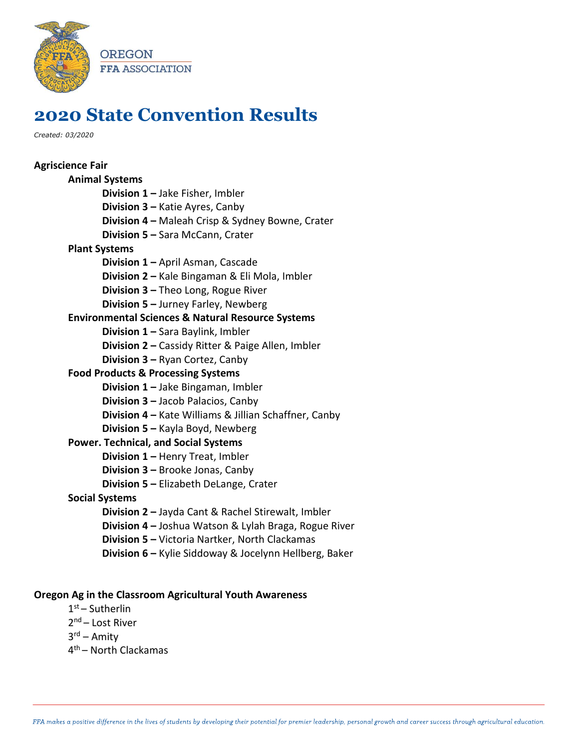OREGON
FFA ASSOCIATION

# 2020 State Convention Results

*Created: 03/2020*

## Agriscience Fair

### Animal Systems

- **Division 1 –** Jake Fisher, Imbler
- **Division 3 –** Katie Ayres, Canby
- **Division 4 –** Maleah Crisp & Sydney Bowne, Crater
- **Division 5 –** Sara McCann, Crater

### Plant Systems

- **Division 1 –** April Asman, Cascade
- **Division 2 –** Kale Bingaman & Eli Mola, Imbler
- **Division 3 –** Theo Long, Rogue River
- **Division 5 –** Jurney Farley, Newberg

### Environmental Sciences & Natural Resource Systems

- **Division 1 –** Sara Baylink, Imbler
- **Division 2 –** Cassidy Ritter & Paige Allen, Imbler
- **Division 3 –** Ryan Cortez, Canby

### Food Products & Processing Systems

- **Division 1 –** Jake Bingaman, Imbler
- **Division 3 –** Jacob Palacios, Canby
- **Division 4 –** Kate Williams & Jillian Schaffner, Canby
- **Division 5 –** Kayla Boyd, Newberg

### Power. Technical, and Social Systems

- **Division 1 –** Henry Treat, Imbler
- **Division 3 –** Brooke Jonas, Canby
- **Division 5 –** Elizabeth DeLange, Crater

### Social Systems

- **Division 2 –** Jayda Cant & Rachel Stirewalt, Imbler
- **Division 4 –** Joshua Watson & Lylah Braga, Rogue River
- **Division 5 –** Victoria Nartker, North Clackamas
- **Division 6 –** Kylie Siddoway & Jocelynn Hellberg, Baker

## Oregon Ag in the Classroom Agricultural Youth Awareness

- 1st – Sutherlin
- 2nd – Lost River
- 3rd – Amity
- 4th – North Clackamas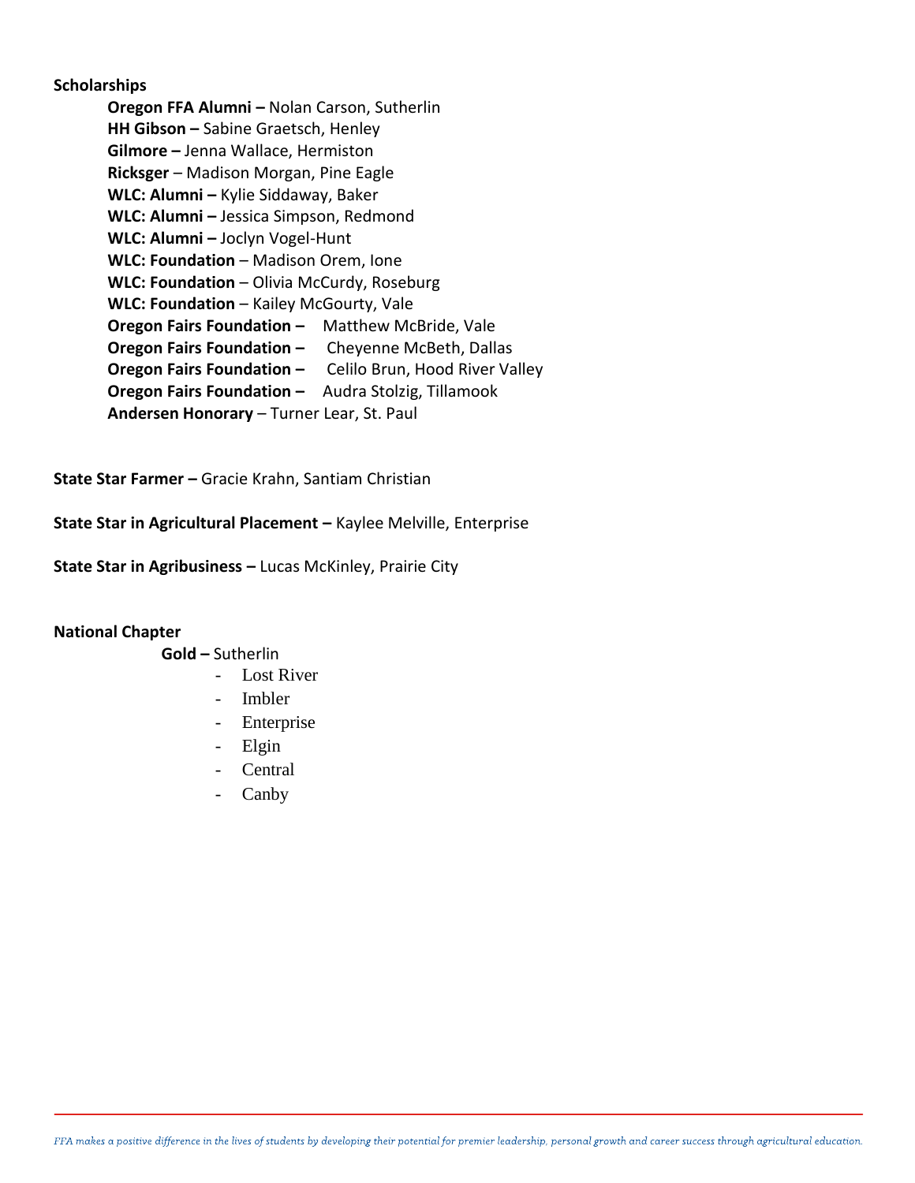**Scholarships**

- **Oregon FFA Alumni –** Nolan Carson, Sutherlin
- **HH Gibson –** Sabine Graetsch, Henley
- **Gilmore –** Jenna Wallace, Hermiston
- **Ricksger** – Madison Morgan, Pine Eagle
- **WLC: Alumni –** Kylie Siddaway, Baker
- **WLC: Alumni –** Jessica Simpson, Redmond
- **WLC: Alumni –** Joclyn Vogel-Hunt
- **WLC: Foundation** – Madison Orem, Ione
- **WLC: Foundation** – Olivia McCurdy, Roseburg
- **WLC: Foundation** – Kailey McGourty, Vale
- **Oregon Fairs Foundation –** Matthew McBride, Vale
- **Oregon Fairs Foundation –** Cheyenne McBeth, Dallas
- **Oregon Fairs Foundation –** Celilo Brun, Hood River Valley
- **Oregon Fairs Foundation –** Audra Stolzig, Tillamook
- **Andersen Honorary** – Turner Lear, St. Paul

**State Star Farmer –** Gracie Krahn, Santiam Christian

**State Star in Agricultural Placement –** Kaylee Melville, Enterprise

**State Star in Agribusiness –** Lucas McKinley, Prairie City

**National Chapter**

**Gold –** Sutherlin

- Lost River
- Imbler
- Enterprise
- Elgin
- Central
- Canby

*FFA makes a positive difference in the lives of students by developing their potential for premier leadership, personal growth and career success through agricultural education.*